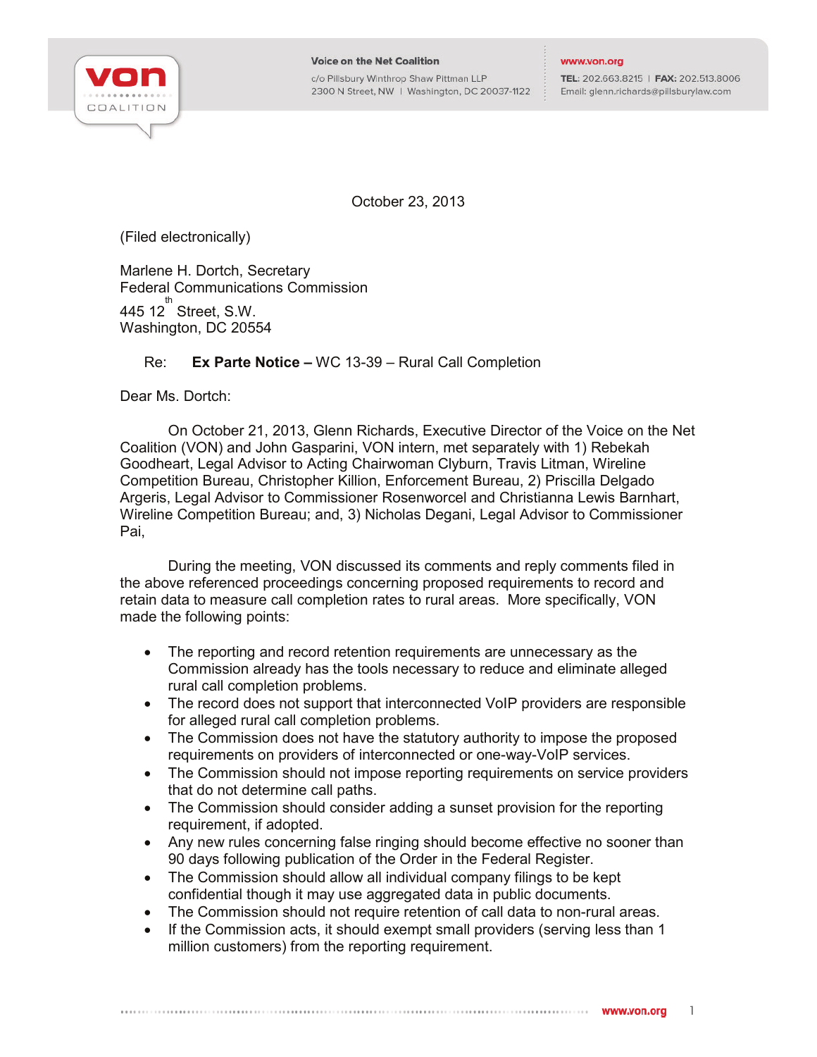Voice on the Net Coalition

c/o Pillsbury Winthrop Shaw Pittman LLP
2300 N Street, NW | Washington, DC 20037-1122

www.von.org

**TEL:** 202.663.8215 | **FAX:** 202.513.8006
Email: glenn.richards@pillsburylaw.com

October 23, 2013

(Filed electronically)

Marlene H. Dortch, Secretary
Federal Communications Commission
445 12th Street, S.W.
Washington, DC 20554

Re: **Ex Parte Notice –** WC 13-39 – Rural Call Completion

Dear Ms. Dortch:

On October 21, 2013, Glenn Richards, Executive Director of the Voice on the Net Coalition (VON) and John Gasparini, VON intern, met separately with 1) Rebekah Goodheart, Legal Advisor to Acting Chairwoman Clyburn, Travis Litman, Wireline Competition Bureau, Christopher Killion, Enforcement Bureau, 2) Priscilla Delgado Argeris, Legal Advisor to Commissioner Rosenworcel and Christianna Lewis Barnhart, Wireline Competition Bureau; and, 3) Nicholas Degani, Legal Advisor to Commissioner Pai,

During the meeting, VON discussed its comments and reply comments filed in the above referenced proceedings concerning proposed requirements to record and retain data to measure call completion rates to rural areas. More specifically, VON made the following points:

- The reporting and record retention requirements are unnecessary as the Commission already has the tools necessary to reduce and eliminate alleged rural call completion problems.
- The record does not support that interconnected VoIP providers are responsible for alleged rural call completion problems.
- The Commission does not have the statutory authority to impose the proposed requirements on providers of interconnected or one-way-VoIP services.
- The Commission should not impose reporting requirements on service providers that do not determine call paths.
- The Commission should consider adding a sunset provision for the reporting requirement, if adopted.
- Any new rules concerning false ringing should become effective no sooner than 90 days following publication of the Order in the Federal Register.
- The Commission should allow all individual company filings to be kept confidential though it may use aggregated data in public documents.
- The Commission should not require retention of call data to non-rural areas.
- If the Commission acts, it should exempt small providers (serving less than 1 million customers) from the reporting requirement.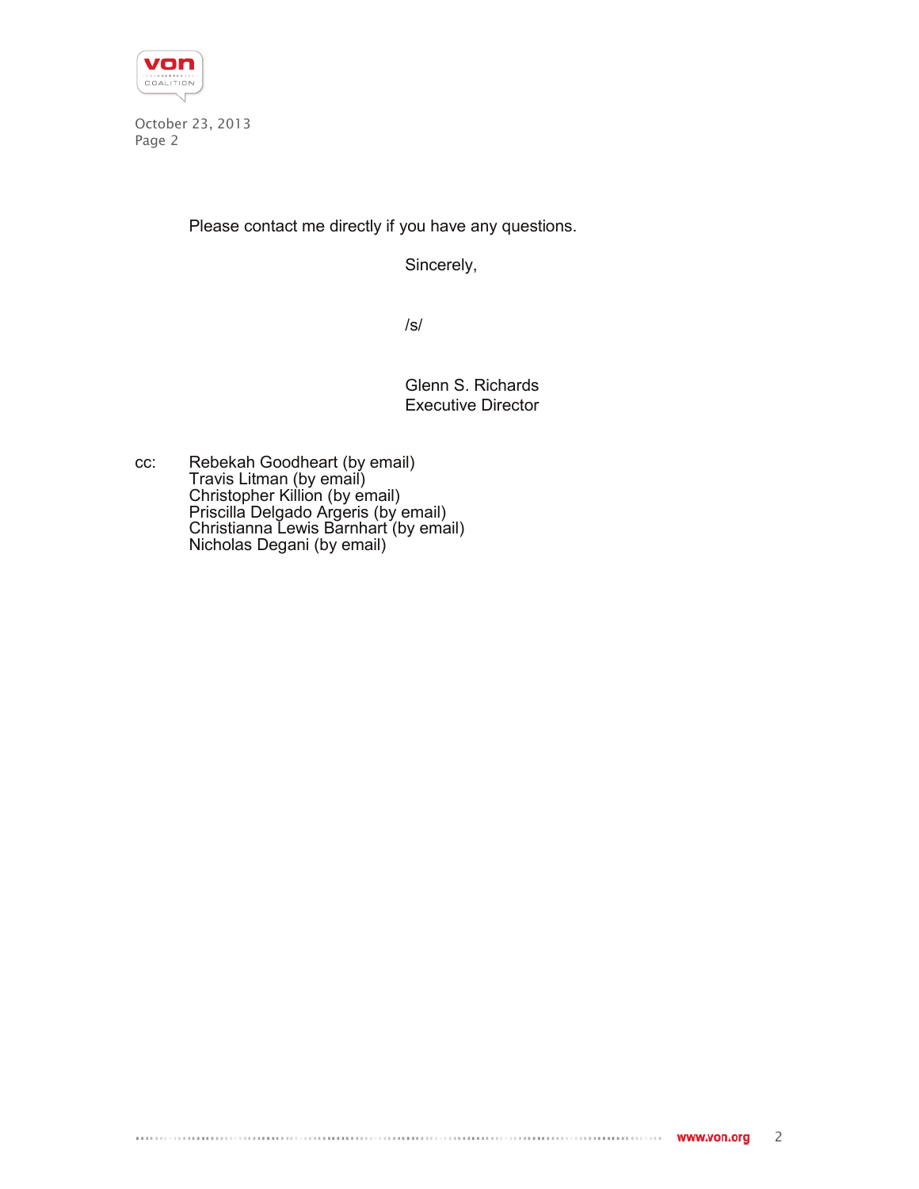Please contact me directly if you have any questions.

Sincerely,

/s/

Glenn S. Richards
Executive Director

cc: Rebekah Goodheart (by email)
Travis Litman (by email)
Christopher Killion (by email)
Priscilla Delgado Argeris (by email)
Christianna Lewis Barnhart (by email)
Nicholas Degani (by email)